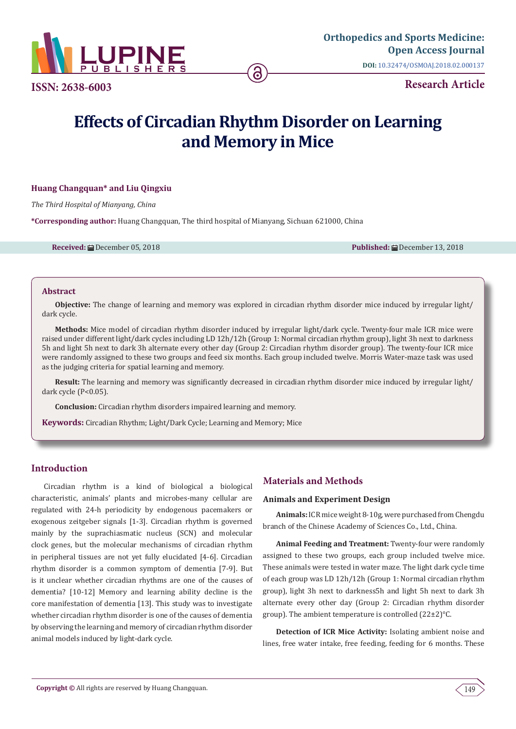Orthopedics and Sports Medicine: Open Access Journal

DOI: 10.32474/OSMOAJ.2018.02.000137

ISSN: 2638-6003

Research Article

# Effects of Circadian Rhythm Disorder on Learning and Memory in Mice

**Huang Changquan\* and Liu Qingxiu**

*The Third Hospital of Mianyang, China*

**\*Corresponding author:** Huang Changquan, The third hospital of Mianyang, Sichuan 621000, China

**Received:** December 05, 2018 **Published:** December 13, 2018

## Abstract

**Objective:** The change of learning and memory was explored in circadian rhythm disorder mice induced by irregular light/dark cycle.

**Methods:** Mice model of circadian rhythm disorder induced by irregular light/dark cycle. Twenty-four male ICR mice were raised under different light/dark cycles including LD 12h/12h (Group 1: Normal circadian rhythm group), light 3h next to darkness 5h and light 5h next to dark 3h alternate every other day (Group 2: Circadian rhythm disorder group). The twenty-four ICR mice were randomly assigned to these two groups and feed six months. Each group included twelve. Morris Water-maze task was used as the judging criteria for spatial learning and memory.

**Result:** The learning and memory was significantly decreased in circadian rhythm disorder mice induced by irregular light/dark cycle (P<0.05).

**Conclusion:** Circadian rhythm disorders impaired learning and memory.

**Keywords:** Circadian Rhythm; Light/Dark Cycle; Learning and Memory; Mice

## Introduction

Circadian rhythm is a kind of biological a biological characteristic, animals' plants and microbes-many cellular are regulated with 24-h periodicity by endogenous pacemakers or exogenous zeitgeber signals [1-3]. Circadian rhythm is governed mainly by the suprachiasmatic nucleus (SCN) and molecular clock genes, but the molecular mechanisms of circadian rhythm in peripheral tissues are not yet fully elucidated [4-6]. Circadian rhythm disorder is a common symptom of dementia [7-9]. But is it unclear whether circadian rhythms are one of the causes of dementia? [10-12] Memory and learning ability decline is the core manifestation of dementia [13]. This study was to investigate whether circadian rhythm disorder is one of the causes of dementia by observing the learning and memory of circadian rhythm disorder animal models induced by light-dark cycle.

## Materials and Methods

### Animals and Experiment Design

**Animals:** ICR mice weight 8-10g, were purchased from Chengdu branch of the Chinese Academy of Sciences Co., Ltd., China.

**Animal Feeding and Treatment:** Twenty-four were randomly assigned to these two groups, each group included twelve mice. These animals were tested in water maze. The light dark cycle time of each group was LD 12h/12h (Group 1: Normal circadian rhythm group), light 3h next to darkness5h and light 5h next to dark 3h alternate every other day (Group 2: Circadian rhythm disorder group). The ambient temperature is controlled (22±2)°C.

**Detection of ICR Mice Activity:** Isolating ambient noise and lines, free water intake, free feeding, feeding for 6 months. These

**Copyright ©** All rights are reserved by Huang Changquan.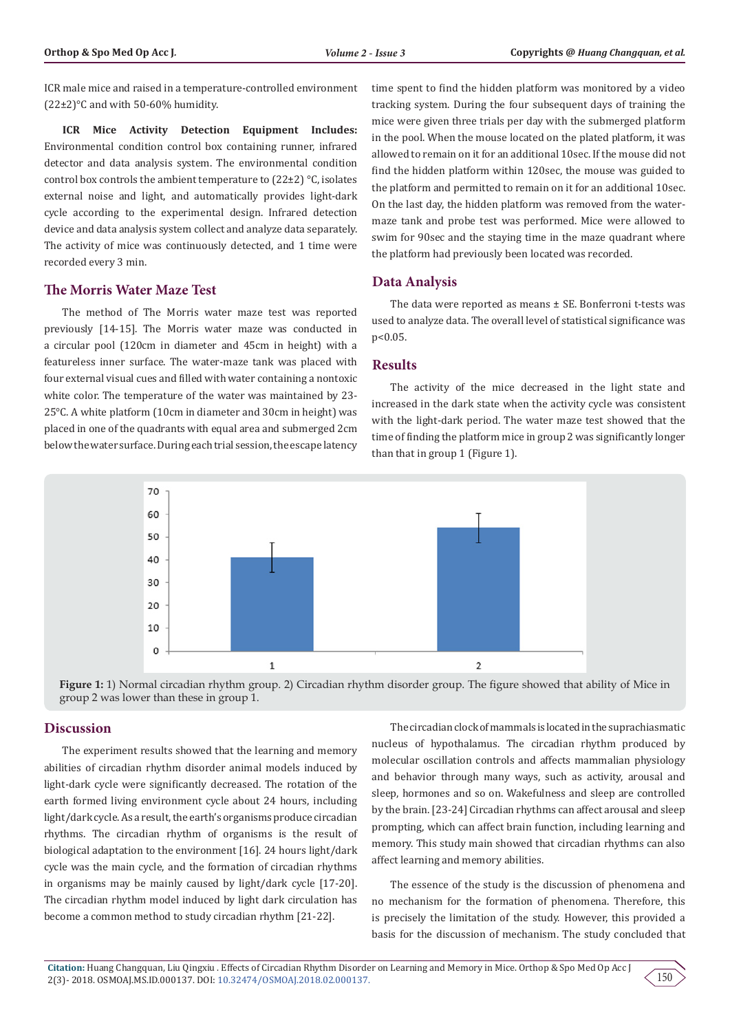ICR male mice and raised in a temperature-controlled environment (22±2)°C and with 50-60% humidity.

**ICR Mice Activity Detection Equipment Includes:** Environmental condition control box containing runner, infrared detector and data analysis system. The environmental condition control box controls the ambient temperature to (22±2) °C, isolates external noise and light, and automatically provides light-dark cycle according to the experimental design. Infrared detection device and data analysis system collect and analyze data separately. The activity of mice was continuously detected, and 1 time were recorded every 3 min.

## The Morris Water Maze Test

The method of The Morris water maze test was reported previously [14-15]. The Morris water maze was conducted in a circular pool (120cm in diameter and 45cm in height) with a featureless inner surface. The water-maze tank was placed with four external visual cues and filled with water containing a nontoxic white color. The temperature of the water was maintained by 23-25°C. A white platform (10cm in diameter and 30cm in height) was placed in one of the quadrants with equal area and submerged 2cm below the water surface. During each trial session, the escape latency time spent to find the hidden platform was monitored by a video tracking system. During the four subsequent days of training the mice were given three trials per day with the submerged platform in the pool. When the mouse located on the plated platform, it was allowed to remain on it for an additional 10sec. If the mouse did not find the hidden platform within 120sec, the mouse was guided to the platform and permitted to remain on it for an additional 10sec. On the last day, the hidden platform was removed from the water-maze tank and probe test was performed. Mice were allowed to swim for 90sec and the staying time in the maze quadrant where the platform had previously been located was recorded.

## Data Analysis

The data were reported as means ± SE. Bonferroni t-tests was used to analyze data. The overall level of statistical significance was $p<0.05$.

## Results

The activity of the mice decreased in the light state and increased in the dark state when the activity cycle was consistent with the light-dark period. The water maze test showed that the time of finding the platform mice in group 2 was significantly longer than that in group 1 (Figure 1).

**Figure 1:** 1) Normal circadian rhythm group. 2) Circadian rhythm disorder group. The figure showed that ability of Mice in group 2 was lower than these in group 1.

## Discussion

The experiment results showed that the learning and memory abilities of circadian rhythm disorder animal models induced by light-dark cycle were significantly decreased. The rotation of the earth formed living environment cycle about 24 hours, including light/dark cycle. As a result, the earth's organisms produce circadian rhythms. The circadian rhythm of organisms is the result of biological adaptation to the environment [16]. 24 hours light/dark cycle was the main cycle, and the formation of circadian rhythms in organisms may be mainly caused by light/dark cycle [17-20]. The circadian rhythm model induced by light dark circulation has become a common method to study circadian rhythm [21-22].

The circadian clock of mammals is located in the suprachiasmatic nucleus of hypothalamus. The circadian rhythm produced by molecular oscillation controls and affects mammalian physiology and behavior through many ways, such as activity, arousal and sleep, hormones and so on. Wakefulness and sleep are controlled by the brain. [23-24] Circadian rhythms can affect arousal and sleep prompting, which can affect brain function, including learning and memory. This study main showed that circadian rhythms can also affect learning and memory abilities.

The essence of the study is the discussion of phenomena and no mechanism for the formation of phenomena. Therefore, this is precisely the limitation of the study. However, this provided a basis for the discussion of mechanism. The study concluded that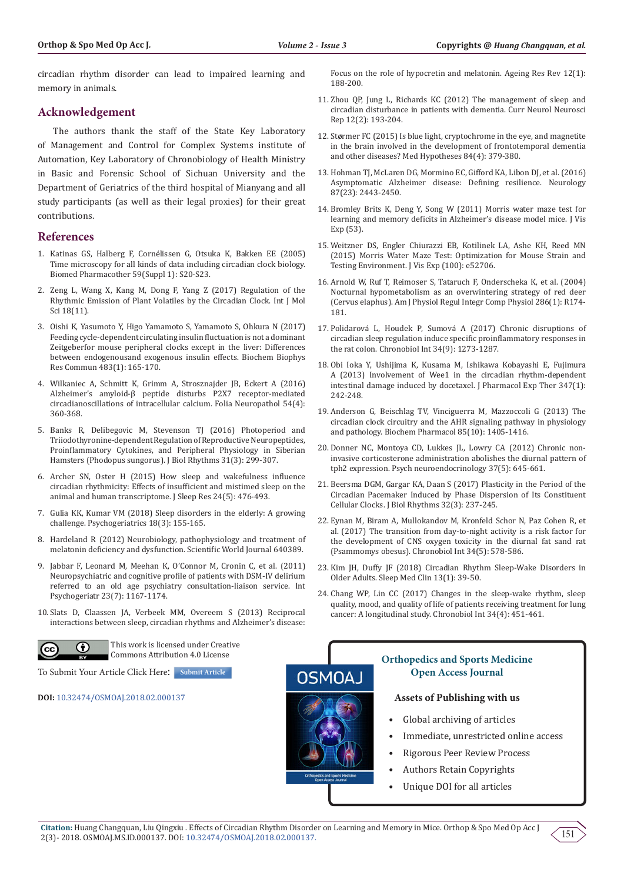circadian rhythm disorder can lead to impaired learning and memory in animals.

## Acknowledgement

The authors thank the staff of the State Key Laboratory of Management and Control for Complex Systems institute of Automation, Key Laboratory of Chronobiology of Health Ministry in Basic and Forensic School of Sichuan University and the Department of Geriatrics of the third hospital of Mianyang and all study participants (as well as their legal proxies) for their great contributions.

## References

1. Katinas GS, Halberg F, Cornélissen G, Otsuka K, Bakken EE (2005) Time microscopy for all kinds of data including circadian clock biology. Biomed Pharmacother 59(Suppl 1): S20-S23.
2. Zeng L, Wang X, Kang M, Dong F, Yang Z (2017) Regulation of the Rhythmic Emission of Plant Volatiles by the Circadian Clock. Int J Mol Sci 18(11).
3. Oishi K, Yasumoto Y, Higo Yamamoto S, Yamamoto S, Ohkura N (2017) Feeding cycle-dependent circulating insulin fluctuation is not a dominant Zeitgeberfor mouse peripheral clocks except in the liver: Differences between endogenousand exogenous insulin effects. Biochem Biophys Res Commun 483(1): 165-170.
4. Wilkaniec A, Schmitt K, Grimm A, Strosznajder JB, Eckert A (2016) Alzheimer's amyloid-β peptide disturbs P2X7 receptor-mediated circadianoscillations of intracellular calcium. Folia Neuropathol 54(4): 360-368.
5. Banks R, Delibegovic M, Stevenson TJ (2016) Photoperiod and Triiodothyronine-dependent Regulation of Reproductive Neuropeptides, Proinflammatory Cytokines, and Peripheral Physiology in Siberian Hamsters (Phodopus sungorus). J Biol Rhythms 31(3): 299-307.
6. Archer SN, Oster H (2015) How sleep and wakefulness influence circadian rhythmicity: Effects of insufficient and mistimed sleep on the animal and human transcriptome. J Sleep Res 24(5): 476-493.
7. Gulia KK, Kumar VM (2018) Sleep disorders in the elderly: A growing challenge. Psychogeriatrics 18(3): 155-165.
8. Hardeland R (2012) Neurobiology, pathophysiology and treatment of melatonin deficiency and dysfunction. Scientific World Journal 640389.
9. Jabbar F, Leonard M, Meehan K, O'Connor M, Cronin C, et al. (2011) Neuropsychiatric and cognitive profile of patients with DSM-IV delirium referred to an old age psychiatry consultation-liaison service. Int Psychogeriatr 23(7): 1167-1174.
10. Slats D, Claassen JA, Verbeek MM, Overeem S (2013) Reciprocal interactions between sleep, circadian rhythms and Alzheimer's disease: Focus on the role of hypocretin and melatonin. Ageing Res Rev 12(1): 188-200.
11. Zhou QP, Jung L, Richards KC (2012) The management of sleep and circadian disturbance in patients with dementia. Curr Neurol Neurosci Rep 12(2): 193-204.
12. Størmer FC (2015) Is blue light, cryptochrome in the eye, and magnetite in the brain involved in the development of frontotemporal dementia and other diseases? Med Hypotheses 84(4): 379-380.
13. Hohman TJ, McLaren DG, Mormino EC, Gifford KA, Libon DJ, et al. (2016) Asymptomatic Alzheimer disease: Defining resilience. Neurology 87(23): 2443-2450.
14. Bromley Brits K, Deng Y, Song W (2011) Morris water maze test for learning and memory deficits in Alzheimer's disease model mice. J Vis Exp (53).
15. Weitzner DS, Engler Chiurazzi EB, Kotilinek LA, Ashe KH, Reed MN (2015) Morris Water Maze Test: Optimization for Mouse Strain and Testing Environment. J Vis Exp (100): e52706.
16. Arnold W, Ruf T, Reimoser S, Tataruch F, Onderscheka K, et al. (2004) Nocturnal hypometabolism as an overwintering strategy of red deer (Cervus elaphus). Am J Physiol Regul Integr Comp Physiol 286(1): R174-181.
17. Polidarová L, Houdek P, Sumová A (2017) Chronic disruptions of circadian sleep regulation induce specific proinflammatory responses in the rat colon. Chronobiol Int 34(9): 1273-1287.
18. Obi Ioka Y, Ushijima K, Kusama M, Ishikawa Kobayashi E, Fujimura A (2013) Involvement of Wee1 in the circadian rhythm-dependent intestinal damage induced by docetaxel. J Pharmacol Exp Ther 347(1): 242-248.
19. Anderson G, Beischlag TV, Vinciguerra M, Mazzoccoli G (2013) The circadian clock circuitry and the AHR signaling pathway in physiology and pathology. Biochem Pharmacol 85(10): 1405-1416.
20. Donner NC, Montoya CD, Lukkes JL, Lowry CA (2012) Chronic non-invasive corticosterone administration abolishes the diurnal pattern of tph2 expression. Psych neuroendocrinology 37(5): 645-661.
21. Beersma DGM, Gargar KA, Daan S (2017) Plasticity in the Period of the Circadian Pacemaker Induced by Phase Dispersion of Its Constituent Cellular Clocks. J Biol Rhythms 32(3): 237-245.
22. Eynan M, Biram A, Mullokandov M, Kronfeld Schor N, Paz Cohen R, et al. (2017) The transition from day-to-night activity is a risk factor for the development of CNS oxygen toxicity in the diurnal fat sand rat (Psammomys obesus). Chronobiol Int 34(5): 578-586.
23. Kim JH, Duffy JF (2018) Circadian Rhythm Sleep-Wake Disorders in Older Adults. Sleep Med Clin 13(1): 39-50.
24. Chang WP, Lin CC (2017) Changes in the sleep-wake rhythm, sleep quality, mood, and quality of life of patients receiving treatment for lung cancer: A longitudinal study. Chronobiol Int 34(4): 451-461.

This work is licensed under Creative Commons Attribution 4.0 License

To Submit Your Article Click Here: Submit Article

**DOI:** 10.32474/OSMOAJ.2018.02.000137

**Orthopedics and Sports Medicine Open Access Journal**

**Assets of Publishing with us**

- Global archiving of articles
- Immediate, unrestricted online access
- Rigorous Peer Review Process
- Authors Retain Copyrights
- Unique DOI for all articles

**Citation:** Huang Changquan, Liu Qingxiu . Effects of Circadian Rhythm Disorder on Learning and Memory in Mice. Orthop & Spo Med Op Acc J 2(3)- 2018. OSMOAJ.MS.ID.000137. DOI: 10.32474/OSMOAJ.2018.02.000137.